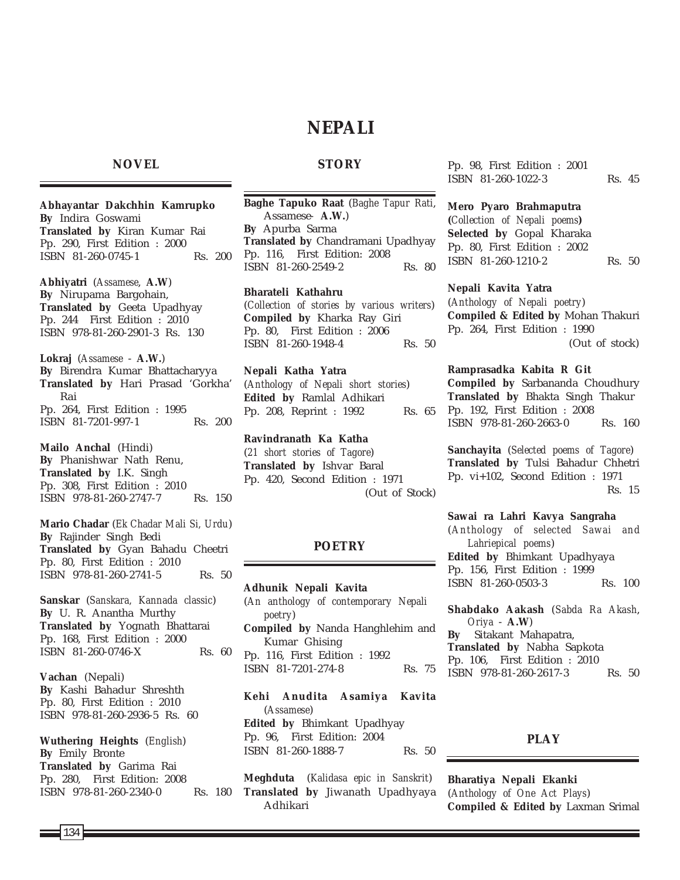# NEPALI

## NOVEL

**Abhayantar Dakchhin Kamrupko**
**By** Indira Goswami
**Translated by** Kiran Kumar Rai
Pp. 290, First Edition : 2000
ISBN 81-260-0745-1 Rs. 200

**Abhiyatri** (*Assamese*, **A.W**)
**By** Nirupama Bargohain,
**Translated by** Geeta Upadhyay
Pp. 244 First Edition : 2010
ISBN 978-81-260-2901-3 Rs. 130

**Lokraj** (*Assamese* - **A.W.**)
**By** Birendra Kumar Bhattacharyya
**Translated by** Hari Prasad 'Gorkha' Rai
Pp. 264, First Edition : 1995
ISBN 81-7201-997-1 Rs. 200

**Mailo Anchal** (Hindi)
**By** Phanishwar Nath Renu,
**Translated by** I.K. Singh
Pp. 308, First Edition : 2010
ISBN 978-81-260-2747-7 Rs. 150

**Mario Chadar** (*Ek Chadar Mali Si, Urdu*)
**By** Rajinder Singh Bedi
**Translated by** Gyan Bahadu Cheetri
Pp. 80, First Edition : 2010
ISBN 978-81-260-2741-5 Rs. 50

**Sanskar** (*Sanskara, Kannada classic*)
**By** U. R. Anantha Murthy
**Translated by** Yognath Bhattarai
Pp. 168, First Edition : 2000
ISBN 81-260-0746-X Rs. 60

**Vachan** (Nepali)
**By** Kashi Bahadur Shreshth
Pp. 80, First Edition : 2010
ISBN 978-81-260-2936-5 Rs. 60

**Wuthering Heights** (*English*)
**By** Emily Bronte
**Translated by** Garima Rai
Pp. 280, First Edition: 2008
ISBN 978-81-260-2340-0 Rs. 180

## STORY

**Baghe Tapuko Raat** (*Baghe Tapur Rati*, Assamese- **A.W.**)
**By** Apurba Sarma
**Translated by** Chandramani Upadhyay
Pp. 116, First Edition: 2008
ISBN 81-260-2549-2 Rs. 80

**Bharateli Kathahru**
(*Collection of stories by various writers*)
**Compiled by** Kharka Ray Giri
Pp. 80, First Edition : 2006
ISBN 81-260-1948-4 Rs. 50

**Nepali Katha Yatra**
(*Anthology of Nepali short stories*)
**Edited by** Ramlal Adhikari
Pp. 208, Reprint : 1992 Rs. 65

**Ravindranath Ka Katha**
(*21 short stories of Tagore*)
**Translated by** Ishvar Baral
Pp. 420, Second Edition : 1971
(Out of Stock)

## POETRY

**Adhunik Nepali Kavita**
(*An anthology of contemporary Nepali poetry*)
**Compiled by** Nanda Hanghlehim and Kumar Ghising
Pp. 116, First Edition : 1992
ISBN 81-7201-274-8 Rs. 75

**Kehi Anudita Asamiya Kavita**
(*Assamese*)
**Edited by** Bhimkant Upadhyay
Pp. 96, First Edition: 2004
ISBN 81-260-1888-7 Rs. 50

**Meghduta** (*Kalidasa epic in Sanskrit*)
**Translated by** Jiwanath Upadhyaya Adhikari
Pp. 98, First Edition : 2001
ISBN 81-260-1022-3 Rs. 45

**Mero Pyaro Brahmaputra**
**(***Collection of Nepali poems***)**
**Selected by** Gopal Kharaka
Pp. 80, First Edition : 2002
ISBN 81-260-1210-2 Rs. 50

**Nepali Kavita Yatra**
(*Anthology of Nepali poetry*)
**Compiled & Edited by** Mohan Thakuri
Pp. 264, First Edition : 1990
(Out of stock)

**Ramprasadka Kabita R Git**
**Compiled by** Sarbananda Choudhury
**Translated by** Bhakta Singh Thakur
Pp. 192, First Edition : 2008
ISBN 978-81-260-2663-0 Rs. 160

**Sanchayita** (*Selected poems of Tagore*)
**Translated by** Tulsi Bahadur Chhetri
Pp. vi+102, Second Edition : 1971
Rs. 15

**Sawai ra Lahri Kavya Sangraha**
(*Anthology of selected Sawai and Lahriepical poems*)
**Edited by** Bhimkant Upadhyaya
Pp. 156, First Edition : 1999
ISBN 81-260-0503-3 Rs. 100

**Shabdako Aakash** (*Sabda Ra Akash, Oriya* - **A.W**)
**By** Sitakant Mahapatra,
**Translated by** Nabha Sapkota
Pp. 106, First Edition : 2010
ISBN 978-81-260-2617-3 Rs. 50

## PLAY

**Bharatiya Nepali Ekanki**
(*Anthology of One Act Plays*)
**Compiled & Edited by** Laxman Srimal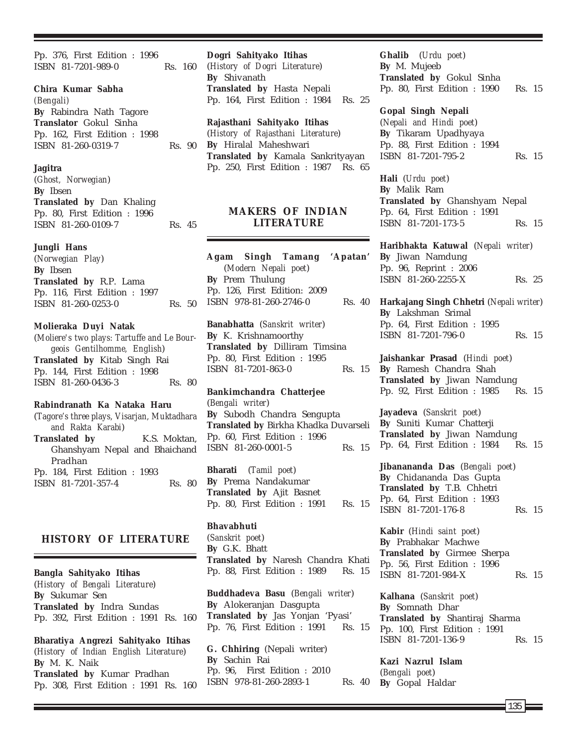Pp. 376, First Edition : 1996
ISBN 81-7201-989-0 Rs. 160

**Chira Kumar Sabha**
*(Bengali)*
**By** Rabindra Nath Tagore
**Translator** Gokul Sinha
Pp. 162, First Edition : 1998
ISBN 81-260-0319-7 Rs. 90

**Jagitra**
*(Ghost, Norwegian)*
**By** Ibsen
**Translated by** Dan Khaling
Pp. 80, First Edition : 1996
ISBN 81-260-0109-7 Rs. 45

**Jungli Hans**
*(Norwegian Play)*
**By** Ibsen
**Translated by** R.P. Lama
Pp. 116, First Edition : 1997
ISBN 81-260-0253-0 Rs. 50

**Molieraka Duyi Natak**
*(Moliere's two plays: Tartuffe and Le Bourgeois Gentilhomme, English)*
**Translated by** Kitab Singh Rai
Pp. 144, First Edition : 1998
ISBN 81-260-0436-3 Rs. 80

**Rabindranath Ka Nataka Haru**
*(Tagore's three plays, Visarjan, Muktadhara and Rakta Karabi)*
**Translated by** K.S. Moktan, Ghanshyam Nepal and Bhaichand Pradhan
Pp. 184, First Edition : 1993
ISBN 81-7201-357-4 Rs. 80

## HISTORY OF LITERATURE

**Bangla Sahityako Itihas**
*(History of Bengali Literature)*
**By** Sukumar Sen
**Translated by** Indra Sundas
Pp. 392, First Edition : 1991 Rs. 160

**Bharatiya Angrezi Sahityako Itihas**
*(History of Indian English Literature)*
**By** M. K. Naik
**Translated by** Kumar Pradhan
Pp. 308, First Edition : 1991 Rs. 160

**Dogri Sahityako Itihas**
*(History of Dogri Literature)*
**By** Shivanath
**Translated by** Hasta Nepali
Pp. 164, First Edition : 1984 Rs. 25

**Rajasthani Sahityako Itihas**
*(History of Rajasthani Literature)*
**By** Hiralal Maheshwari
**Translated by** Kamala Sankrityayan
Pp. 250, First Edition : 1987 Rs. 65

## MAKERS OF INDIAN LITERATURE

**Agam Singh Tamang 'Apatan'**
*(Modern Nepali poet)*
**By** Prem Thulung
Pp. 126, First Edition: 2009
ISBN 978-81-260-2746-0 Rs. 40

**Banabhatta** *(Sanskrit writer)*
**By** K. Krishnamoorthy
**Translated by** Dilliram Timsina
Pp. 80, First Edition : 1995
ISBN 81-7201-863-0 Rs. 15

**Bankimchandra Chatterjee**
*(Bengali writer)*
**By** Subodh Chandra Sengupta
**Translated by** Birkha Khadka Duvarseli
Pp. 60, First Edition : 1996
ISBN 81-260-0001-5 Rs. 15

**Bharati** *(Tamil poet)*
**By** Prema Nandakumar
**Translated by** Ajit Basnet
Pp. 80, First Edition : 1991 Rs. 15

**Bhavabhuti**
*(Sanskrit poet)*
**By** G.K. Bhatt
**Translated by** Naresh Chandra Khati
Pp. 88, First Edition : 1989 Rs. 15

**Buddhadeva Basu** *(Bengali writer)*
**By** Alokeranjan Dasgupta
**Translated by** Jas Yonjan 'Pyasi'
Pp. 76, First Edition : 1991 Rs. 15

**G. Chhiring** (Nepali writer)
**By** Sachin Rai
Pp. 96, First Edition : 2010
ISBN 978-81-260-2893-1 Rs. 40

**Ghalib** *(Urdu poet)*
**By** M. Mujeeb
**Translated by** Gokul Sinha
Pp. 80, First Edition : 1990 Rs. 15

**Gopal Singh Nepali**
*(Nepali and Hindi poet)*
**By** Tikaram Upadhyaya
Pp. 88, First Edition : 1994
ISBN 81-7201-795-2 Rs. 15

**Hali** *(Urdu poet)*
**By** Malik Ram
**Translated by** Ghanshyam Nepal
Pp. 64, First Edition : 1991
ISBN 81-7201-173-5 Rs. 15

**Haribhakta Katuwal** *(Nepali writer)*
**By** Jiwan Namdung
Pp. 96, Reprint : 2006
ISBN 81-260-2255-X Rs. 25

**Harkajang Singh Chhetri** *(Nepali writer)*
**By** Lakshman Srimal
Pp. 64, First Edition : 1995
ISBN 81-7201-796-0 Rs. 15

**Jaishankar Prasad** *(Hindi poet)*
**By** Ramesh Chandra Shah
**Translated by** Jiwan Namdung
Pp. 92, First Edition : 1985 Rs. 15

**Jayadeva** *(Sanskrit poet)*
**By** Suniti Kumar Chatterji
**Translated by** Jiwan Namdung
Pp. 64, First Edition : 1984 Rs. 15

**Jibanananda Das** *(Bengali poet)*
**By** Chidananda Das Gupta
**Translated by** T.B. Chhetri
Pp. 64, First Edition : 1993
ISBN 81-7201-176-8 Rs. 15

**Kabir** *(Hindi saint poet)*
**By** Prabhakar Machwe
**Translated by** Girmee Sherpa
Pp. 56, First Edition : 1996
ISBN 81-7201-984-X Rs. 15

**Kalhana** *(Sanskrit poet)*
**By** Somnath Dhar
**Translated by** Shantiraj Sharma
Pp. 100, First Edition : 1991
ISBN 81-7201-136-9 Rs. 15

**Kazi Nazrul Islam**
*(Bengali poet)*
**By** Gopal Haldar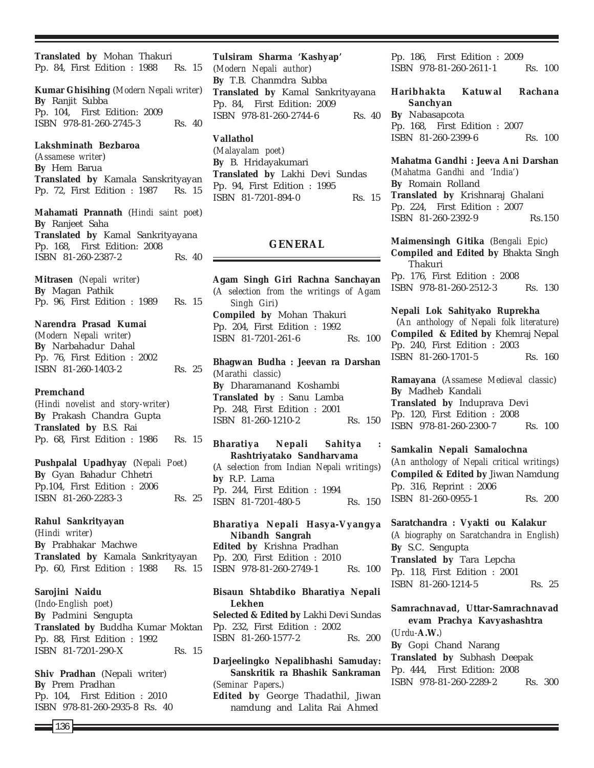**Translated by** Mohan Thakuri
Pp. 84, First Edition : 1988 Rs. 15

**Kumar Ghisihing** (*Modern Nepali writer*)
**By** Ranjit Subba
Pp. 104, First Edition: 2009
ISBN 978-81-260-2745-3 Rs. 40

**Lakshminath Bezbaroa**
(*Assamese writer*)
**By** Hem Barua
**Translated by** Kamala Sanskrityayan
Pp. 72, First Edition : 1987 Rs. 15

**Mahamati Prannath** (*Hindi saint poet*)
**By** Ranjeet Saha
**Translated by** Kamal Sankrityayana
Pp. 168, First Edition: 2008
ISBN 81-260-2387-2 Rs. 40

**Mitrasen** (*Nepali writer*)
**By** Magan Pathik
Pp. 96, First Edition : 1989 Rs. 15

**Narendra Prasad Kumai**
(*Modern Nepali writer*)
**By** Narbahadur Dahal
Pp. 76, First Edition : 2002
ISBN 81-260-1403-2 Rs. 25

**Premchand**
(*Hindi novelist and story-writer*)
**By** Prakash Chandra Gupta
**Translated by** B.S. Rai
Pp. 68, First Edition : 1986 Rs. 15

**Pushpalal Upadhyay** (*Nepali Poet*)
**By** Gyan Bahadur Chhetri
Pp.104, First Edition : 2006
ISBN 81-260-2283-3 Rs. 25

**Rahul Sankrityayan**
(*Hindi writer*)
**By** Prabhakar Machwe
**Translated by** Kamala Sankrityayan
Pp. 60, First Edition : 1988 Rs. 15

**Sarojini Naidu**
(*Indo-English poet*)
**By** Padmini Sengupta
**Translated by** Buddha Kumar Moktan
Pp. 88, First Edition : 1992
ISBN 81-7201-290-X Rs. 15

**Shiv Pradhan** (Nepali writer)
**By** Prem Pradhan
Pp. 104, First Edition : 2010
ISBN 978-81-260-2935-8 Rs. 40

**Tulsiram Sharma 'Kashyap'**
(*Modern Nepali author*)
**By** T.B. Chanmdra Subba
**Translated by** Kamal Sankrityayana
Pp. 84, First Edition: 2009
ISBN 978-81-260-2744-6 Rs. 40

**Vallathol**
(*Malayalam poet*)
**By** B. Hridayakumari
**Translated by** Lakhi Devi Sundas
Pp. 94, First Edition : 1995
ISBN 81-7201-894-0 Rs. 15

## GENERAL

**Agam Singh Giri Rachna Sanchayan**
(*A selection from the writings of Agam Singh Giri*)
**Compiled by** Mohan Thakuri
Pp. 204, First Edition : 1992
ISBN 81-7201-261-6 Rs. 100

**Bhagwan Budha : Jeevan ra Darshan**
(*Marathi classic*)
**By** Dharamanand Koshambi
**Translated by** : Sanu Lamba
Pp. 248, First Edition : 2001
ISBN 81-260-1210-2 Rs. 150

**Bharatiya Nepali Sahitya : Rashtriyatako Sandharvama**
(*A selection from Indian Nepali writings*)
**by** R.P. Lama
Pp. 244, First Edition : 1994
ISBN 81-7201-480-5 Rs. 150

**Bharatiya Nepali Hasya-Vyangya Nibandh Sangrah**
**Edited by** Krishna Pradhan
Pp. 200, First Edition : 2010
ISBN 978-81-260-2749-1 Rs. 100

**Bisaun Shtabdiko Bharatiya Nepali Lekhen**
**Selected & Edited by** Lakhi Devi Sundas
Pp. 232, First Edition : 2002
ISBN 81-260-1577-2 Rs. 200

**Darjeelingko Nepalibhashi Samuday: Sanskritik ra Bhashik Sankraman**
(*Seminar Papers.*)
**Edited by** George Thadathil, Jiwan namdung and Lalita Rai Ahmed
Pp. 186, First Edition : 2009
ISBN 978-81-260-2611-1 Rs. 100

**Haribhakta Katuwal Rachana Sanchyan**
**By** Nabasapcota
Pp. 168, First Edition : 2007
ISBN 81-260-2399-6 Rs. 100

**Mahatma Gandhi : Jeeva Ani Darshan**
(*Mahatma Gandhi and 'India'*)
**By** Romain Rolland
**Translated by** Krishnaraj Ghalani
Pp. 224, First Edition : 2007
ISBN 81-260-2392-9 Rs.150

**Maimensingh Gitika** (*Bengali Epic*)
**Compiled and Edited by** Bhakta Singh Thakuri
Pp. 176, First Edition : 2008
ISBN 978-81-260-2512-3 Rs. 130

**Nepali Lok Sahityako Ruprekha**
(*An anthology of Nepali folk literature*)
**Compiled & Edited by** Khemraj Nepal
Pp. 240, First Edition : 2003
ISBN 81-260-1701-5 Rs. 160

**Ramayana** (*Assamese Medieval classic*)
**By** Madheb Kandali
**Translated by** Induprava Devi
Pp. 120, First Edition : 2008
ISBN 978-81-260-2300-7 Rs. 100

**Samkalin Nepali Samalochna**
(*An anthology of Nepali critical writings*)
**Compiled & Edited by** Jiwan Namdung
Pp. 316, Reprint : 2006
ISBN 81-260-0955-1 Rs. 200

**Saratchandra : Vyakti ou Kalakur**
(*A biography on Saratchandra in English*)
**By** S.C. Sengupta
**Translated by** Tara Lepcha
Pp. 118, First Edition : 2001
ISBN 81-260-1214-5 Rs. 25

**Samrachnavad, Uttar-Samrachnavad evam Prachya Kavyashashtra**
(*Urdu*-**A.W.**)
**By** Gopi Chand Narang
**Translated by** Subhash Deepak
Pp. 444, First Edition: 2008
ISBN 978-81-260-2289-2 Rs. 300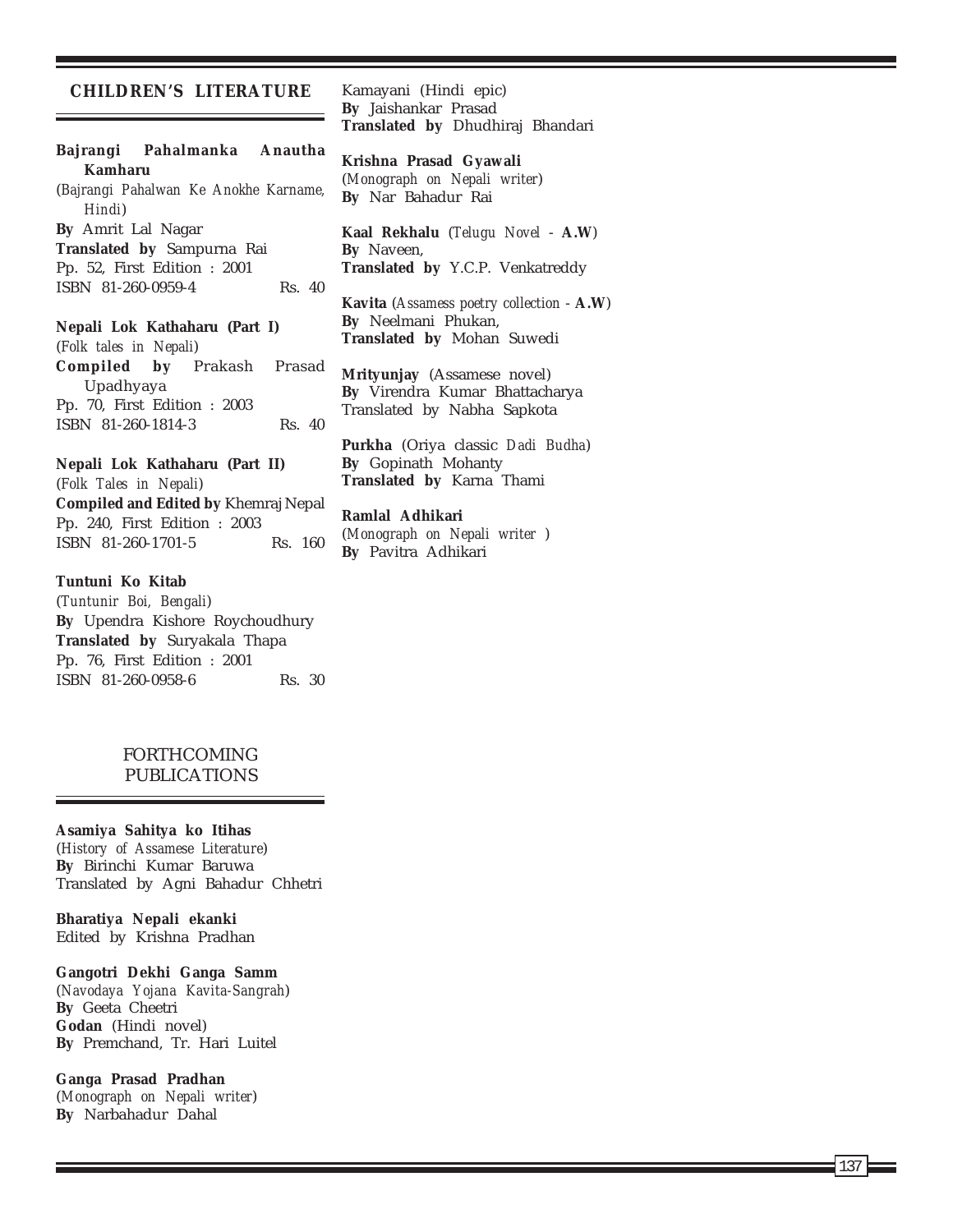## CHILDREN'S LITERATURE

**Bajrangi Pahalmanka Anautha Kamharu**
(*Bajrangi Pahalwan Ke Anokhe Karname, Hindi*)
**By** Amrit Lal Nagar
**Translated by** Sampurna Rai
Pp. 52, First Edition : 2001
ISBN 81-260-0959-4 Rs. 40

**Nepali Lok Kathaharu (Part I)**
(*Folk tales in Nepali*)
**Compiled by** Prakash Prasad Upadhyaya
Pp. 70, First Edition : 2003
ISBN 81-260-1814-3 Rs. 40

**Nepali Lok Kathaharu (Part II)**
(*Folk Tales in Nepali*)
**Compiled and Edited by** Khemraj Nepal
Pp. 240, First Edition : 2003
ISBN 81-260-1701-5 Rs. 160

**Tuntuni Ko Kitab**
(*Tuntunir Boi, Bengali*)
**By** Upendra Kishore Roychoudhury
**Translated by** Suryakala Thapa
Pp. 76, First Edition : 2001
ISBN 81-260-0958-6 Rs. 30

## FORTHCOMING PUBLICATIONS

**Asamiya Sahitya ko Itihas**
(*History of Assamese Literature*)
**By** Birinchi Kumar Baruwa
Translated by Agni Bahadur Chhetri

**Bharatiya Nepali ekanki**
Edited by Krishna Pradhan

**Gangotri Dekhi Ganga Samm**
(*Navodaya Yojana Kavita-Sangrah*)
**By** Geeta Cheetri
**Godan** (Hindi novel)
**By** Premchand, Tr. Hari Luitel

**Ganga Prasad Pradhan**
(*Monograph on Nepali writer*)
**By** Narbahadur Dahal

Kamayani (Hindi epic)
**By** Jaishankar Prasad
**Translated by** Dhudhiraj Bhandari

**Krishna Prasad Gyawali**
(*Monograph on Nepali writer*)
**By** Nar Bahadur Rai

**Kaal Rekhalu** (*Telugu Novel* - **A.W**)
**By** Naveen,
**Translated by** Y.C.P. Venkatreddy

**Kavita** (*Assamess poetry collection* - **A.W**)
**By** Neelmani Phukan,
**Translated by** Mohan Suwedi

**Mrityunjay** (Assamese novel)
**By** Virendra Kumar Bhattacharya
Translated by Nabha Sapkota

**Purkha** (Oriya classic *Dadi Budha*)
**By** Gopinath Mohanty
**Translated by** Karna Thami

**Ramlal Adhikari**
(*Monograph on Nepali writer* )
**By** Pavitra Adhikari